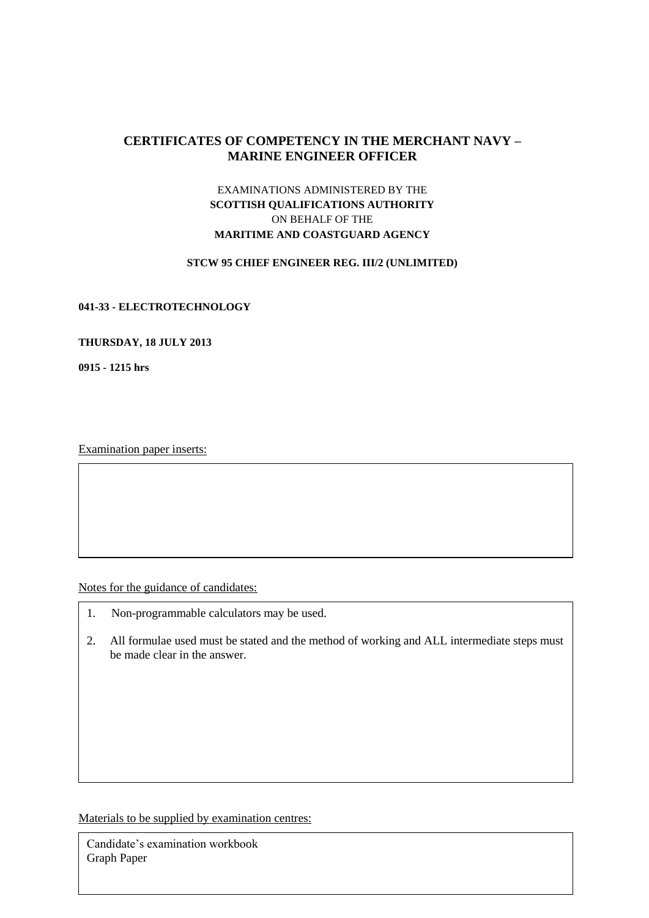# CERTIFICATES OF COMPETENCY IN THE MERCHANT NAVY – MARINE ENGINEER OFFICER

EXAMINATIONS ADMINISTERED BY THE
**SCOTTISH QUALIFICATIONS AUTHORITY**
ON BEHALF OF THE
**MARITIME AND COASTGUARD AGENCY**

**STCW 95 CHIEF ENGINEER REG. III/2 (UNLIMITED)**

**041-33 - ELECTROTECHNOLOGY**

**THURSDAY, 18 JULY 2013**

**0915 - 1215 hrs**

Examination paper inserts:

Notes for the guidance of candidates:

1. Non-programmable calculators may be used.
2. All formulae used must be stated and the method of working and ALL intermediate steps must be made clear in the answer.

Materials to be supplied by examination centres:

Candidate's examination workbook
Graph Paper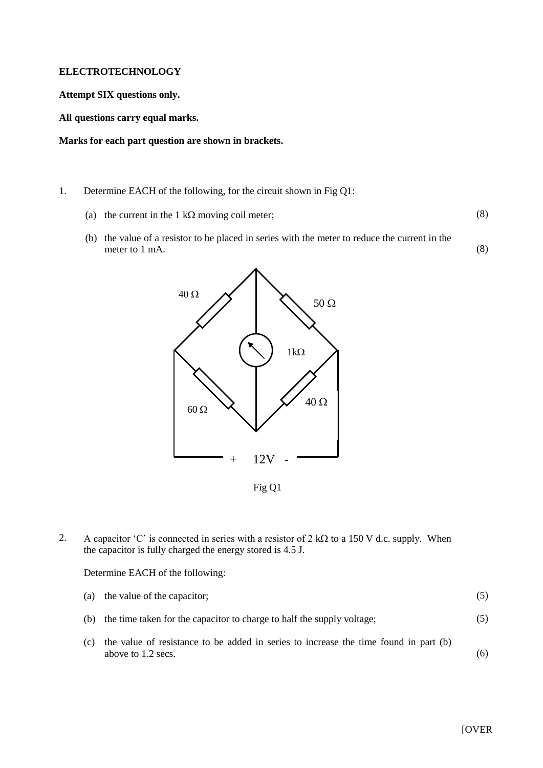**ELECTROTECHNOLOGY**

**Attempt SIX questions only.**

**All questions carry equal marks.**

**Marks for each part question are shown in brackets.**

1. Determine EACH of the following, for the circuit shown in Fig Q1:

   (a) the current in the 1 kΩ moving coil meter; (8)

   (b) the value of a resistor to be placed in series with the meter to reduce the current in the meter to 1 mA. (8)

Fig Q1

2. A capacitor 'C' is connected in series with a resistor of 2 kΩ to a 150 V d.c. supply. When the capacitor is fully charged the energy stored is 4.5 J.

   Determine EACH of the following:

   (a) the value of the capacitor; (5)

   (b) the time taken for the capacitor to charge to half the supply voltage; (5)

   (c) the value of resistance to be added in series to increase the time found in part (b) above to 1.2 secs. (6)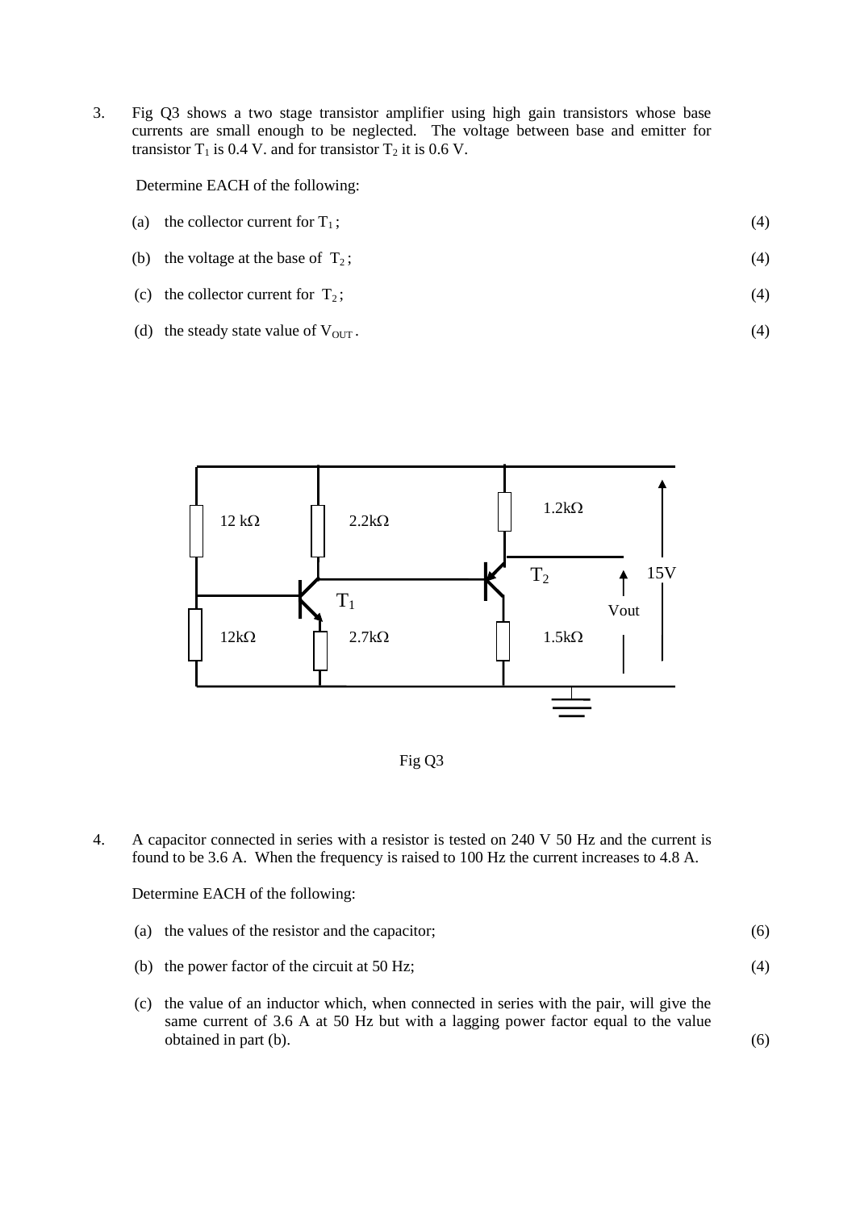3. Fig Q3 shows a two stage transistor amplifier using high gain transistors whose base currents are small enough to be neglected. The voltage between base and emitter for transistor $T_1$ is 0.4 V. and for transistor $T_2$ it is 0.6 V.

   Determine EACH of the following:

   (a) the collector current for $T_1$; (4)

   (b) the voltage at the base of $T_2$; (4)

   (c) the collector current for $T_2$; (4)

   (d) the steady state value of $V_{OUT}$. (4)

Fig Q3

4. A capacitor connected in series with a resistor is tested on 240 V 50 Hz and the current is found to be 3.6 A. When the frequency is raised to 100 Hz the current increases to 4.8 A.

   Determine EACH of the following:

   (a) the values of the resistor and the capacitor; (6)

   (b) the power factor of the circuit at 50 Hz; (4)

   (c) the value of an inductor which, when connected in series with the pair, will give the same current of 3.6 A at 50 Hz but with a lagging power factor equal to the value obtained in part (b). (6)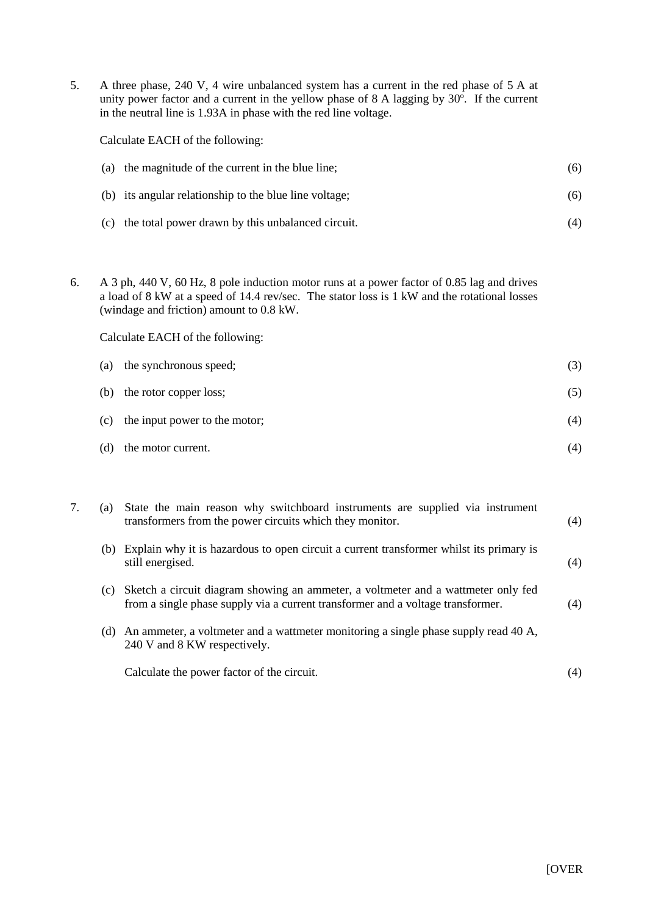5. A three phase, 240 V, 4 wire unbalanced system has a current in the red phase of 5 A at unity power factor and a current in the yellow phase of 8 A lagging by 30º. If the current in the neutral line is 1.93A in phase with the red line voltage.

   Calculate EACH of the following:

   (a) the magnitude of the current in the blue line; (6)

   (b) its angular relationship to the blue line voltage; (6)

   (c) the total power drawn by this unbalanced circuit. (4)

6. A 3 ph, 440 V, 60 Hz, 8 pole induction motor runs at a power factor of 0.85 lag and drives a load of 8 kW at a speed of 14.4 rev/sec. The stator loss is 1 kW and the rotational losses (windage and friction) amount to 0.8 kW.

   Calculate EACH of the following:

   (a) the synchronous speed; (3)

   (b) the rotor copper loss; (5)

   (c) the input power to the motor; (4)

   (d) the motor current. (4)

7. (a) State the main reason why switchboard instruments are supplied via instrument transformers from the power circuits which they monitor. (4)

   (b) Explain why it is hazardous to open circuit a current transformer whilst its primary is still energised. (4)

   (c) Sketch a circuit diagram showing an ammeter, a voltmeter and a wattmeter only fed from a single phase supply via a current transformer and a voltage transformer. (4)

   (d) An ammeter, a voltmeter and a wattmeter monitoring a single phase supply read 40 A, 240 V and 8 KW respectively.

   Calculate the power factor of the circuit. (4)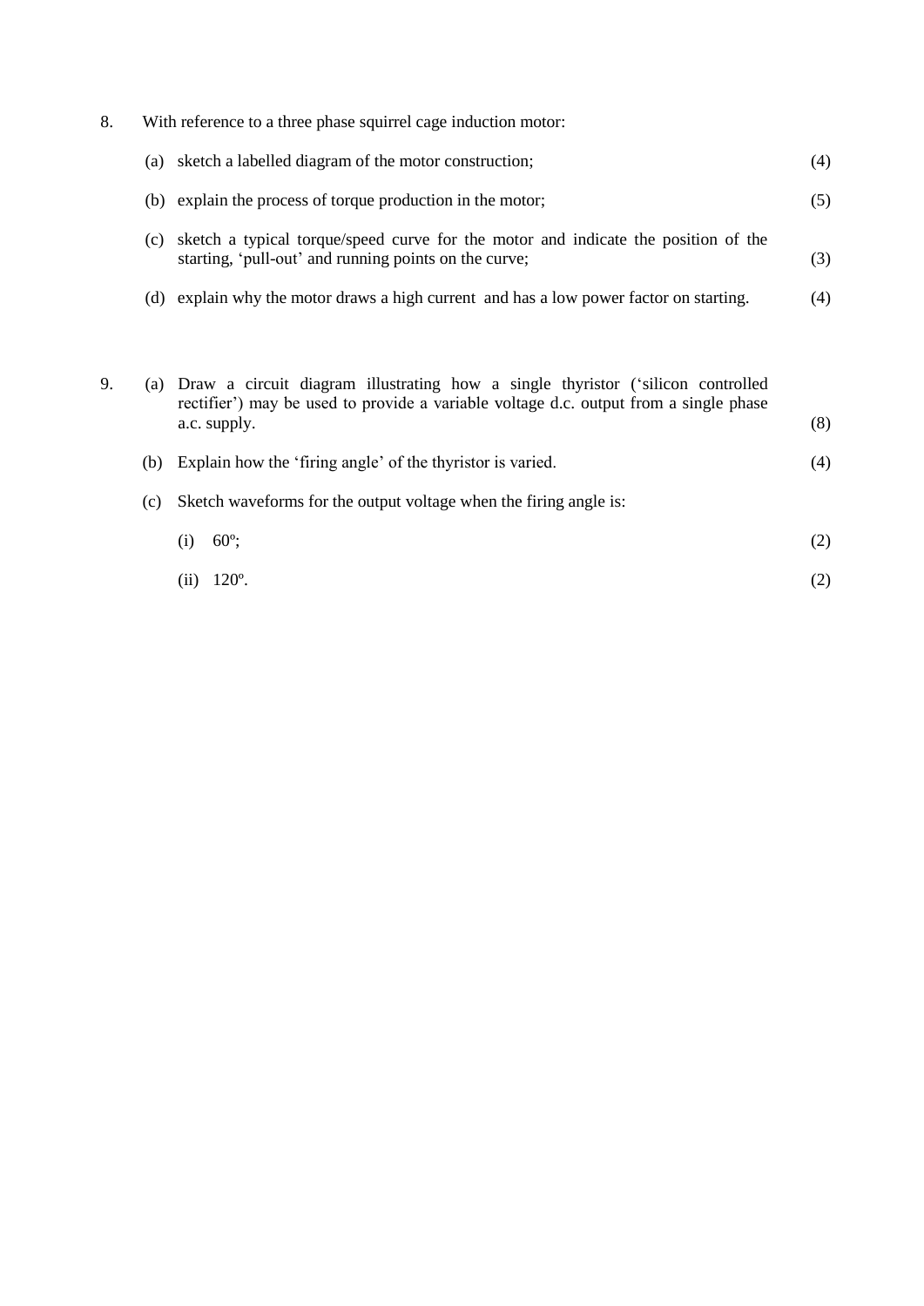8. With reference to a three phase squirrel cage induction motor:

   (a) sketch a labelled diagram of the motor construction; (4)

   (b) explain the process of torque production in the motor; (5)

   (c) sketch a typical torque/speed curve for the motor and indicate the position of the starting, 'pull-out' and running points on the curve; (3)

   (d) explain why the motor draws a high current and has a low power factor on starting. (4)

9. (a) Draw a circuit diagram illustrating how a single thyristor ('silicon controlled rectifier') may be used to provide a variable voltage d.c. output from a single phase a.c. supply. (8)

   (b) Explain how the 'firing angle' of the thyristor is varied. (4)

   (c) Sketch waveforms for the output voltage when the firing angle is:

      (i) 60º; (2)

      (ii) 120º. (2)